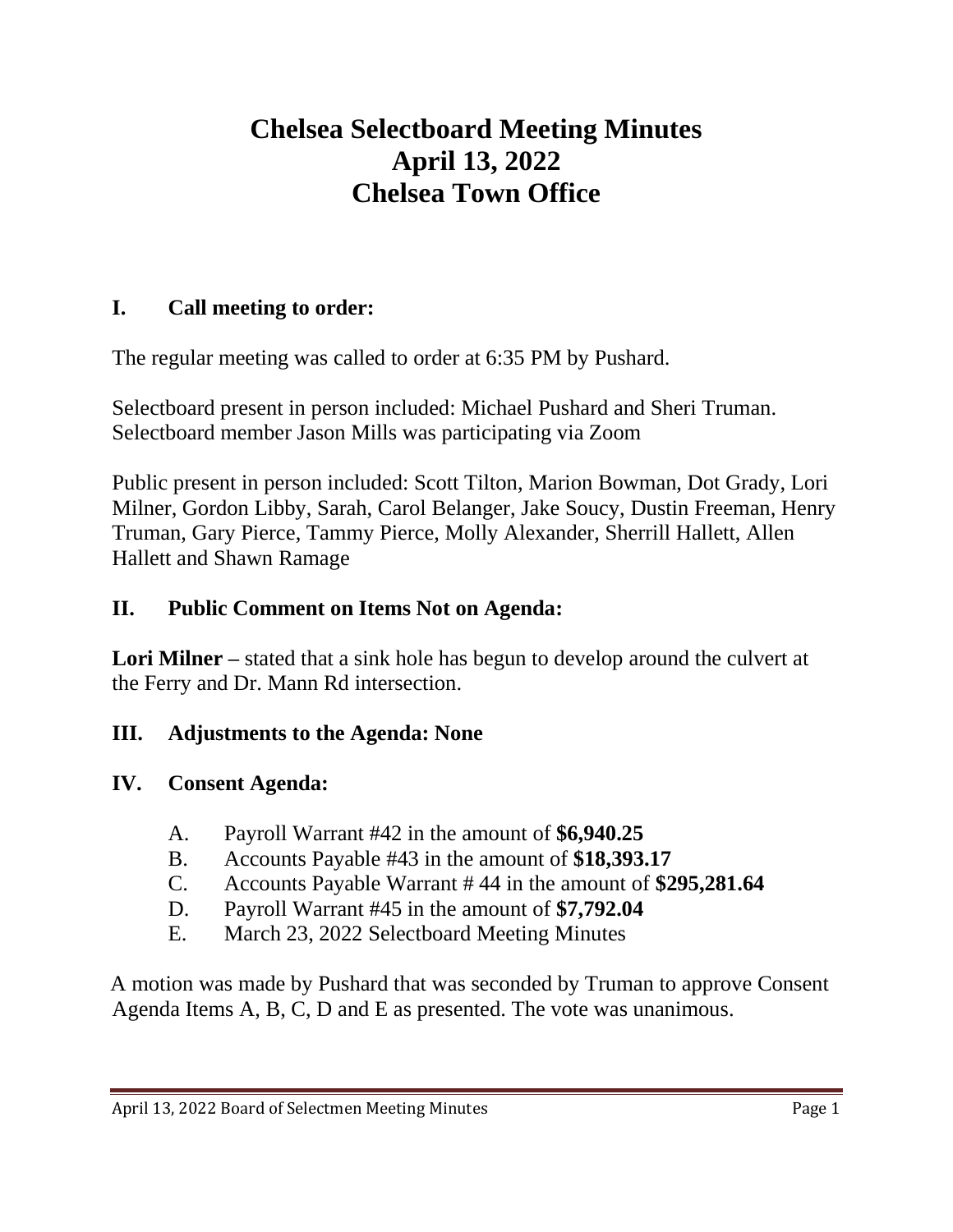# Chelsea Selectboard Meeting Minutes
# April 13, 2022
# Chelsea Town Office

## I. Call meeting to order:

The regular meeting was called to order at 6:35 PM by Pushard.

Selectboard present in person included: Michael Pushard and Sheri Truman. Selectboard member Jason Mills was participating via Zoom

Public present in person included: Scott Tilton, Marion Bowman, Dot Grady, Lori Milner, Gordon Libby, Sarah, Carol Belanger, Jake Soucy, Dustin Freeman, Henry Truman, Gary Pierce, Tammy Pierce, Molly Alexander, Sherrill Hallett, Allen Hallett and Shawn Ramage

## II. Public Comment on Items Not on Agenda:

**Lori Milner –** stated that a sink hole has begun to develop around the culvert at the Ferry and Dr. Mann Rd intersection.

## III. Adjustments to the Agenda: None

## IV. Consent Agenda:

A. Payroll Warrant #42 in the amount of **$6,940.25**
B. Accounts Payable #43 in the amount of **$18,393.17**
C. Accounts Payable Warrant # 44 in the amount of **$295,281.64**
D. Payroll Warrant #45 in the amount of **$7,792.04**
E. March 23, 2022 Selectboard Meeting Minutes

A motion was made by Pushard that was seconded by Truman to approve Consent Agenda Items A, B, C, D and E as presented. The vote was unanimous.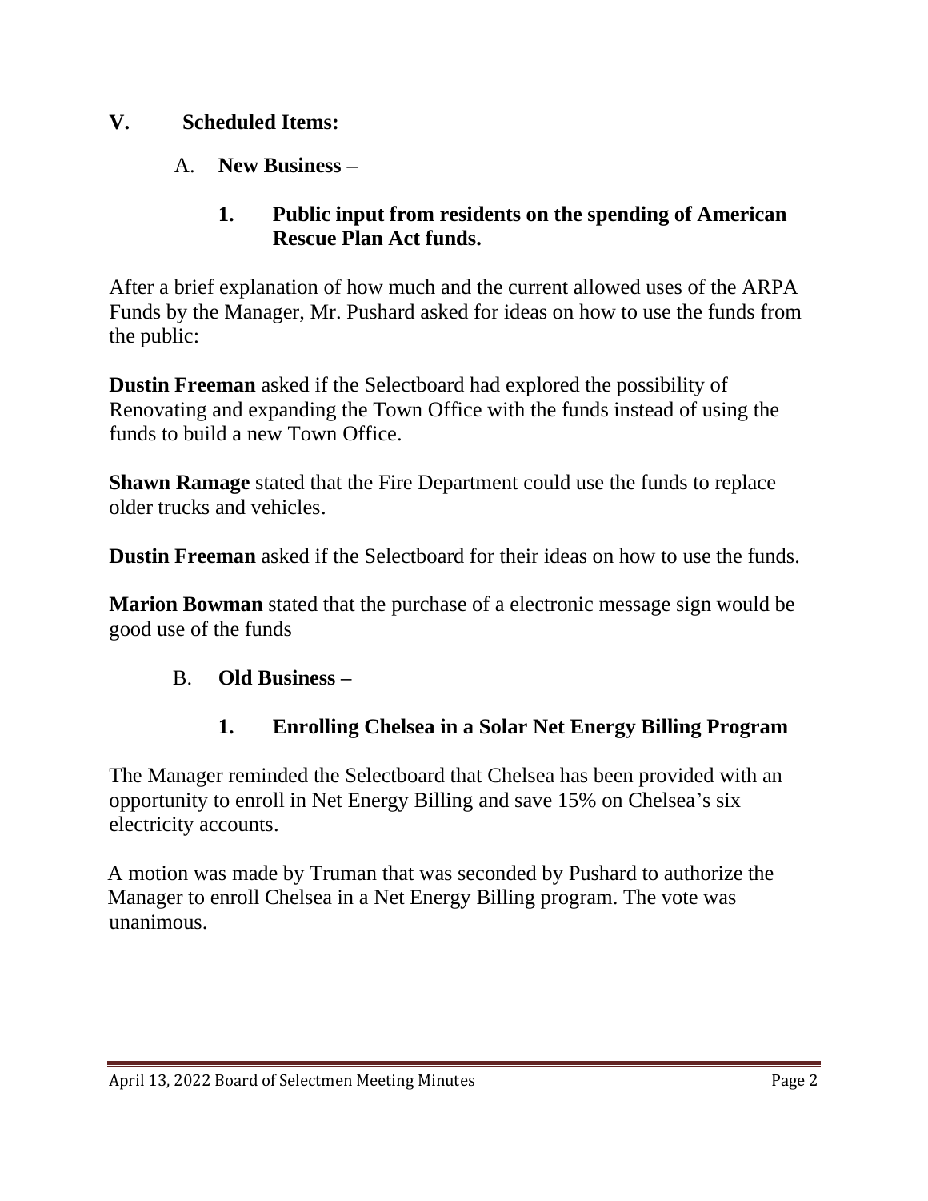## V. Scheduled Items:

### A. New Business –

#### 1. Public input from residents on the spending of American Rescue Plan Act funds.

After a brief explanation of how much and the current allowed uses of the ARPA Funds by the Manager, Mr. Pushard asked for ideas on how to use the funds from the public:

**Dustin Freeman** asked if the Selectboard had explored the possibility of Renovating and expanding the Town Office with the funds instead of using the funds to build a new Town Office.

**Shawn Ramage** stated that the Fire Department could use the funds to replace older trucks and vehicles.

**Dustin Freeman** asked if the Selectboard for their ideas on how to use the funds.

**Marion Bowman** stated that the purchase of a electronic message sign would be good use of the funds

### B. Old Business –

#### 1. Enrolling Chelsea in a Solar Net Energy Billing Program

The Manager reminded the Selectboard that Chelsea has been provided with an opportunity to enroll in Net Energy Billing and save 15% on Chelsea's six electricity accounts.

A motion was made by Truman that was seconded by Pushard to authorize the Manager to enroll Chelsea in a Net Energy Billing program. The vote was unanimous.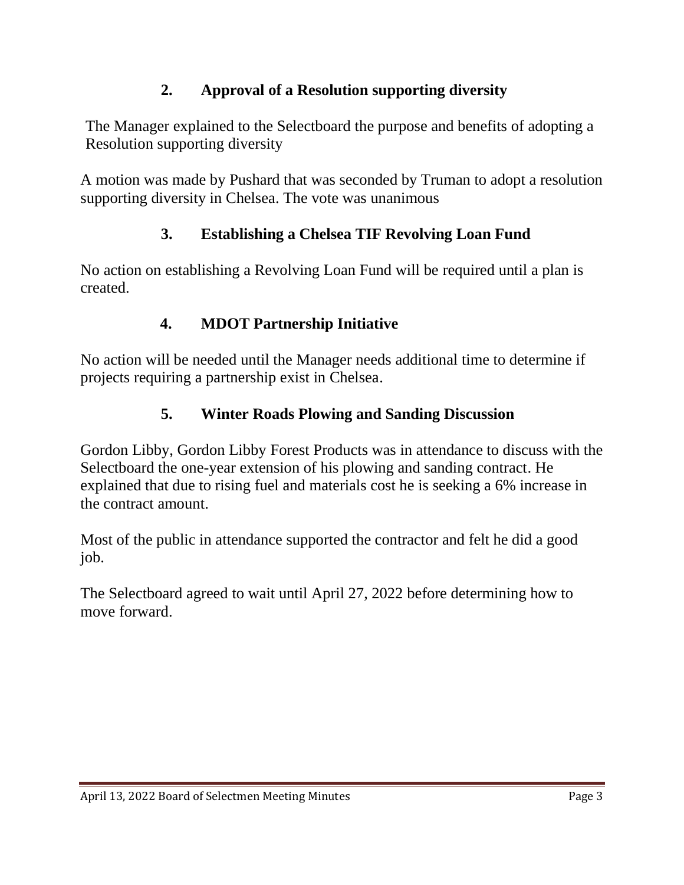### 2. Approval of a Resolution supporting diversity

The Manager explained to the Selectboard the purpose and benefits of adopting a Resolution supporting diversity

A motion was made by Pushard that was seconded by Truman to adopt a resolution supporting diversity in Chelsea. The vote was unanimous

### 3. Establishing a Chelsea TIF Revolving Loan Fund

No action on establishing a Revolving Loan Fund will be required until a plan is created.

### 4. MDOT Partnership Initiative

No action will be needed until the Manager needs additional time to determine if projects requiring a partnership exist in Chelsea.

### 5. Winter Roads Plowing and Sanding Discussion

Gordon Libby, Gordon Libby Forest Products was in attendance to discuss with the Selectboard the one-year extension of his plowing and sanding contract. He explained that due to rising fuel and materials cost he is seeking a 6% increase in the contract amount.

Most of the public in attendance supported the contractor and felt he did a good job.

The Selectboard agreed to wait until April 27, 2022 before determining how to move forward.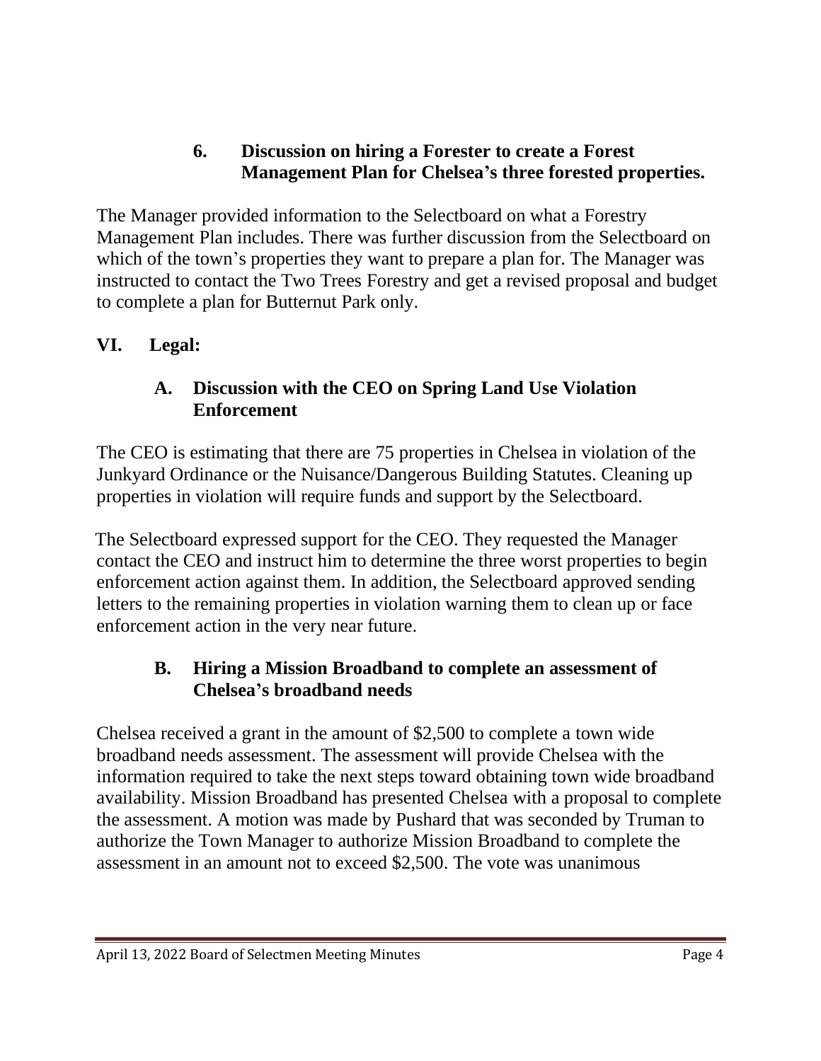### 6. Discussion on hiring a Forester to create a Forest Management Plan for Chelsea's three forested properties.

The Manager provided information to the Selectboard on what a Forestry Management Plan includes. There was further discussion from the Selectboard on which of the town's properties they want to prepare a plan for. The Manager was instructed to contact the Two Trees Forestry and get a revised proposal and budget to complete a plan for Butternut Park only.

## VI. Legal:

### A. Discussion with the CEO on Spring Land Use Violation Enforcement

The CEO is estimating that there are 75 properties in Chelsea in violation of the Junkyard Ordinance or the Nuisance/Dangerous Building Statutes. Cleaning up properties in violation will require funds and support by the Selectboard.

The Selectboard expressed support for the CEO. They requested the Manager contact the CEO and instruct him to determine the three worst properties to begin enforcement action against them. In addition, the Selectboard approved sending letters to the remaining properties in violation warning them to clean up or face enforcement action in the very near future.

### B. Hiring a Mission Broadband to complete an assessment of Chelsea's broadband needs

Chelsea received a grant in the amount of $2,500 to complete a town wide broadband needs assessment. The assessment will provide Chelsea with the information required to take the next steps toward obtaining town wide broadband availability. Mission Broadband has presented Chelsea with a proposal to complete the assessment. A motion was made by Pushard that was seconded by Truman to authorize the Town Manager to authorize Mission Broadband to complete the assessment in an amount not to exceed $2,500. The vote was unanimous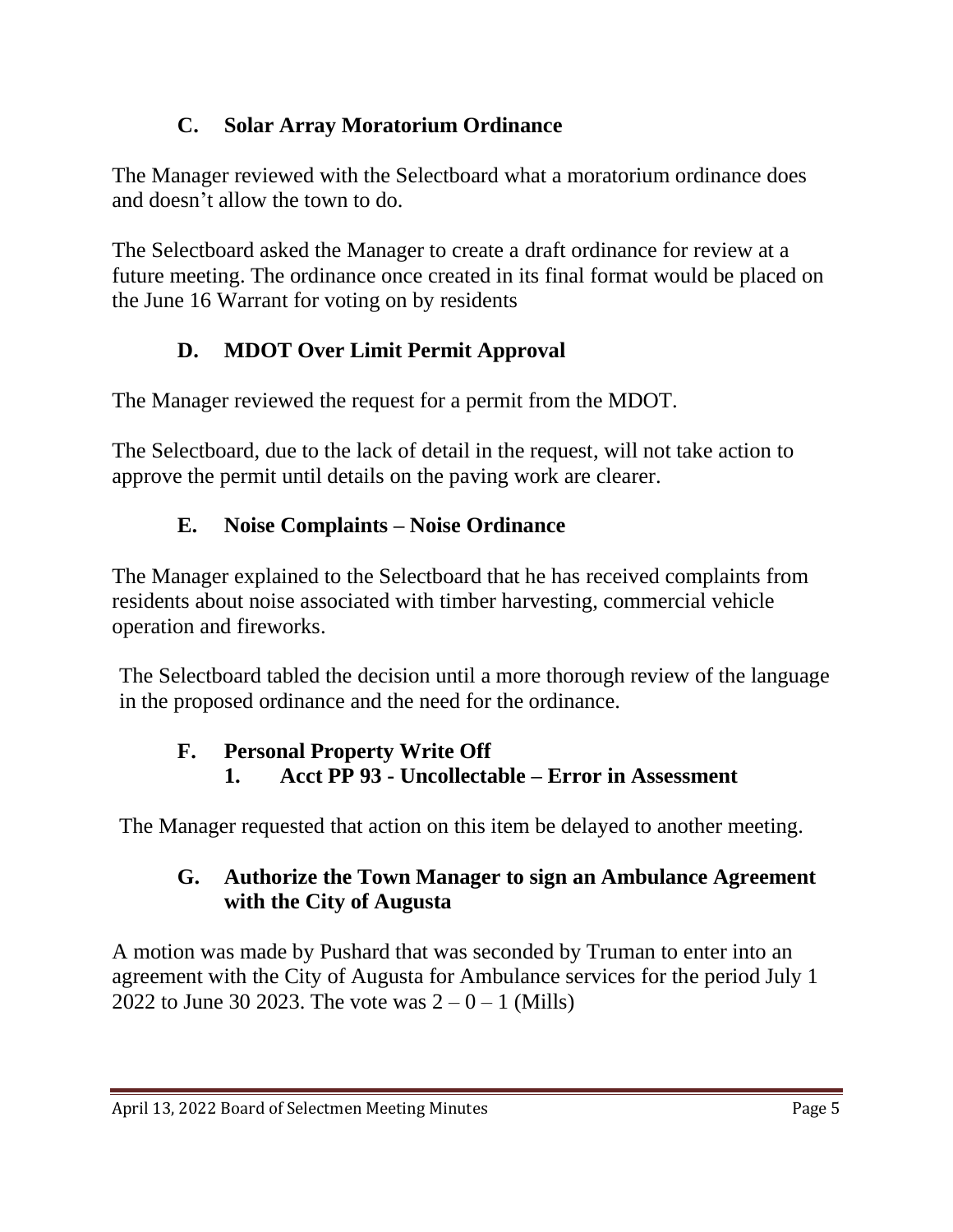### C. Solar Array Moratorium Ordinance

The Manager reviewed with the Selectboard what a moratorium ordinance does and doesn't allow the town to do.

The Selectboard asked the Manager to create a draft ordinance for review at a future meeting. The ordinance once created in its final format would be placed on the June 16 Warrant for voting on by residents

### D. MDOT Over Limit Permit Approval

The Manager reviewed the request for a permit from the MDOT.

The Selectboard, due to the lack of detail in the request, will not take action to approve the permit until details on the paving work are clearer.

### E. Noise Complaints – Noise Ordinance

The Manager explained to the Selectboard that he has received complaints from residents about noise associated with timber harvesting, commercial vehicle operation and fireworks.

The Selectboard tabled the decision until a more thorough review of the language in the proposed ordinance and the need for the ordinance.

### F. Personal Property Write Off

#### 1. Acct PP 93 - Uncollectable – Error in Assessment

The Manager requested that action on this item be delayed to another meeting.

### G. Authorize the Town Manager to sign an Ambulance Agreement with the City of Augusta

A motion was made by Pushard that was seconded by Truman to enter into an agreement with the City of Augusta for Ambulance services for the period July 1 2022 to June 30 2023. The vote was 2 – 0 – 1 (Mills)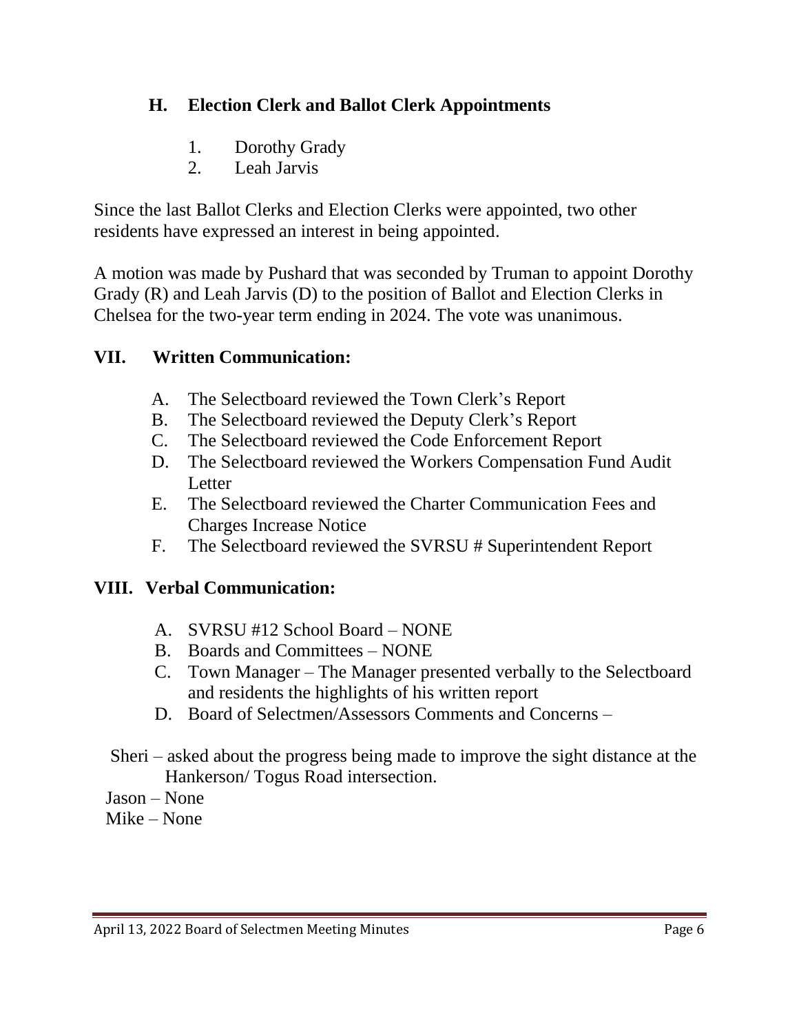### H. Election Clerk and Ballot Clerk Appointments

1. Dorothy Grady
2. Leah Jarvis

Since the last Ballot Clerks and Election Clerks were appointed, two other residents have expressed an interest in being appointed.

A motion was made by Pushard that was seconded by Truman to appoint Dorothy Grady (R) and Leah Jarvis (D) to the position of Ballot and Election Clerks in Chelsea for the two-year term ending in 2024. The vote was unanimous.

## VII. Written Communication:

A. The Selectboard reviewed the Town Clerk's Report
B. The Selectboard reviewed the Deputy Clerk's Report
C. The Selectboard reviewed the Code Enforcement Report
D. The Selectboard reviewed the Workers Compensation Fund Audit Letter
E. The Selectboard reviewed the Charter Communication Fees and Charges Increase Notice
F. The Selectboard reviewed the SVRSU # Superintendent Report

## VIII. Verbal Communication:

A. SVRSU #12 School Board – NONE
B. Boards and Committees – NONE
C. Town Manager – The Manager presented verbally to the Selectboard and residents the highlights of his written report
D. Board of Selectmen/Assessors Comments and Concerns –

Sheri – asked about the progress being made to improve the sight distance at the Hankerson/ Togus Road intersection.
Jason – None
Mike – None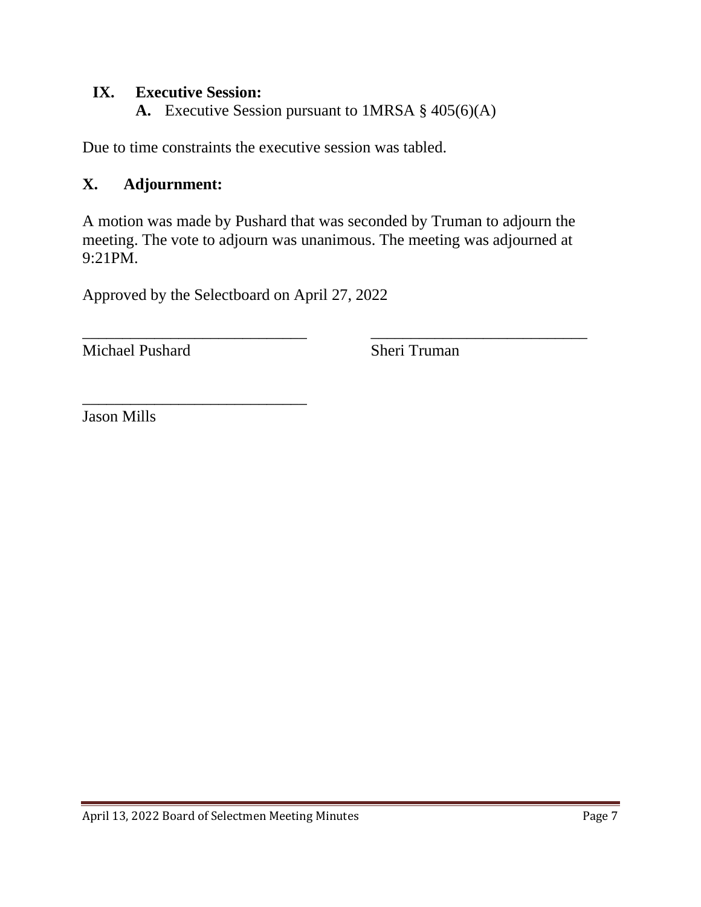## IX. Executive Session:

**A.** Executive Session pursuant to 1MRSA § 405(6)(A)

Due to time constraints the executive session was tabled.

## X. Adjournment:

A motion was made by Pushard that was seconded by Truman to adjourn the meeting. The vote to adjourn was unanimous. The meeting was adjourned at 9:21PM.

Approved by the Selectboard on April 27, 2022

____________________________ ____________________________
Michael Pushard Sheri Truman

____________________________
Jason Mills